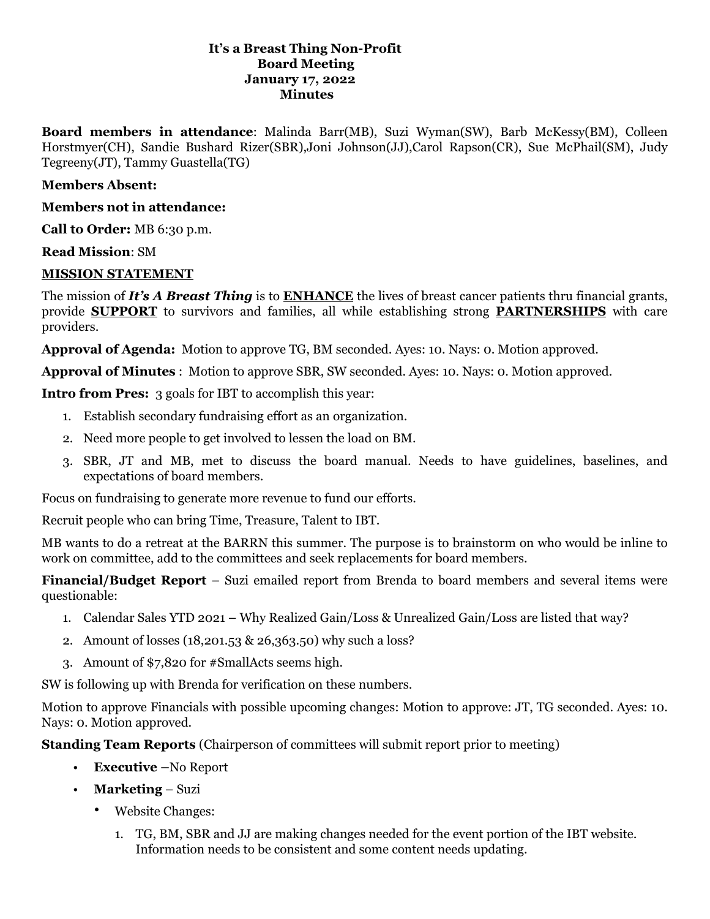**It's a Breast Thing Non-Profit**
**Board Meeting**
**January 17, 2022**
**Minutes**

**Board members in attendance**: Malinda Barr(MB), Suzi Wyman(SW), Barb McKessy(BM), Colleen Horstmyer(CH), Sandie Bushard Rizer(SBR),Joni Johnson(JJ),Carol Rapson(CR), Sue McPhail(SM), Judy Tegreeny(JT), Tammy Guastella(TG)

**Members Absent:**

**Members not in attendance:**

**Call to Order:** MB 6:30 p.m.

**Read Mission**: SM

**MISSION STATEMENT**

The mission of ***It's A Breast Thing*** is to **ENHANCE** the lives of breast cancer patients thru financial grants, provide **SUPPORT** to survivors and families, all while establishing strong **PARTNERSHIPS** with care providers.

**Approval of Agenda:** Motion to approve TG, BM seconded. Ayes: 10. Nays: 0. Motion approved.

**Approval of Minutes** : Motion to approve SBR, SW seconded. Ayes: 10. Nays: 0. Motion approved.

**Intro from Pres:** 3 goals for IBT to accomplish this year:

1. Establish secondary fundraising effort as an organization.
2. Need more people to get involved to lessen the load on BM.
3. SBR, JT and MB, met to discuss the board manual. Needs to have guidelines, baselines, and expectations of board members.

Focus on fundraising to generate more revenue to fund our efforts.

Recruit people who can bring Time, Treasure, Talent to IBT.

MB wants to do a retreat at the BARRN this summer. The purpose is to brainstorm on who would be inline to work on committee, add to the committees and seek replacements for board members.

**Financial/Budget Report** – Suzi emailed report from Brenda to board members and several items were questionable:

1. Calendar Sales YTD 2021 – Why Realized Gain/Loss & Unrealized Gain/Loss are listed that way?
2. Amount of losses (18,201.53 & 26,363.50) why such a loss?
3. Amount of $7,820 for #SmallActs seems high.

SW is following up with Brenda for verification on these numbers.

Motion to approve Financials with possible upcoming changes: Motion to approve: JT, TG seconded. Ayes: 10. Nays: 0. Motion approved.

**Standing Team Reports** (Chairperson of committees will submit report prior to meeting)

- **Executive** –No Report
- **Marketing** – Suzi
  - Website Changes:
    1. TG, BM, SBR and JJ are making changes needed for the event portion of the IBT website. Information needs to be consistent and some content needs updating.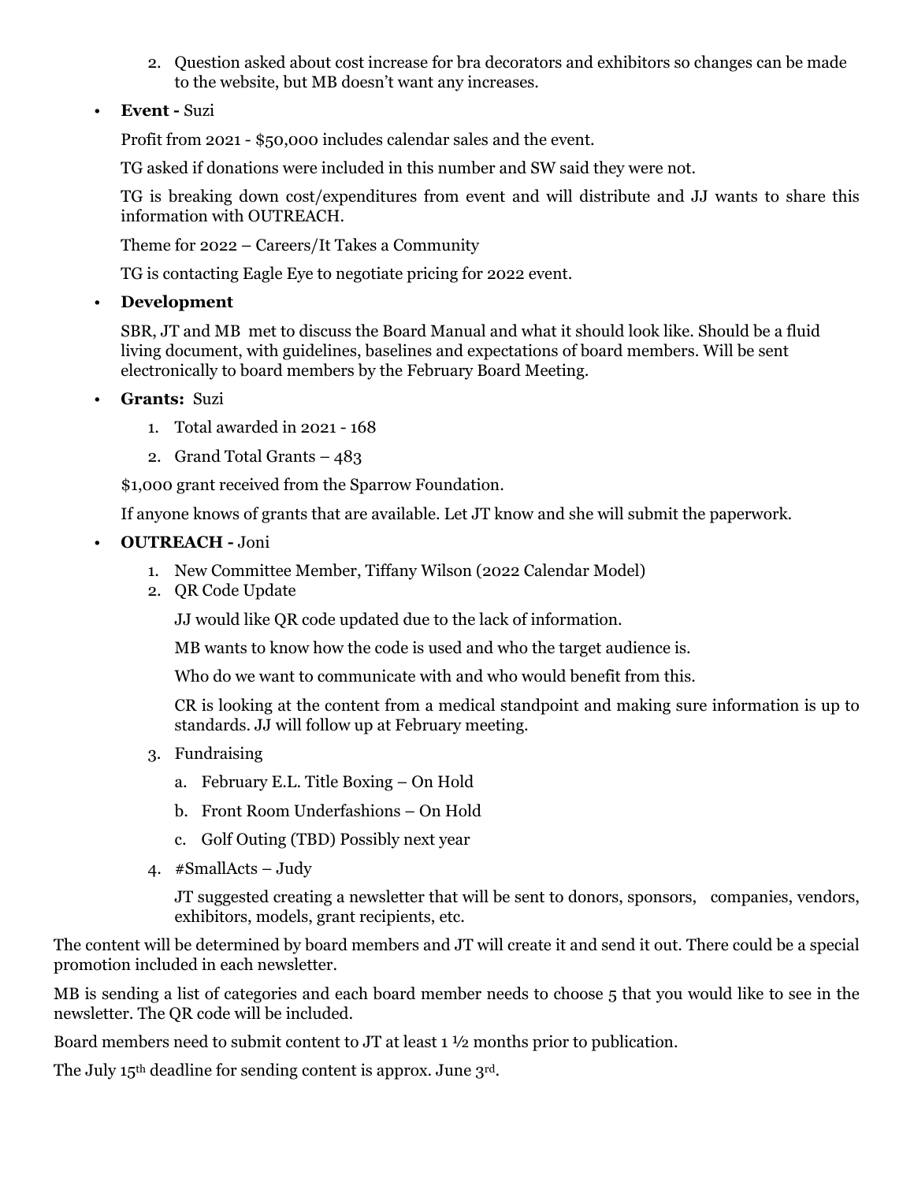2. Question asked about cost increase for bra decorators and exhibitors so changes can be made to the website, but MB doesn't want any increases.

- **Event -** Suzi

  Profit from 2021 - $50,000 includes calendar sales and the event.

  TG asked if donations were included in this number and SW said they were not.

  TG is breaking down cost/expenditures from event and will distribute and JJ wants to share this information with OUTREACH.

  Theme for 2022 – Careers/It Takes a Community

  TG is contacting Eagle Eye to negotiate pricing for 2022 event.

- **Development**

  SBR, JT and MB met to discuss the Board Manual and what it should look like. Should be a fluid living document, with guidelines, baselines and expectations of board members. Will be sent electronically to board members by the February Board Meeting.

- **Grants:** Suzi

  1. Total awarded in 2021 - 168
  2. Grand Total Grants – 483

  $1,000 grant received from the Sparrow Foundation.

  If anyone knows of grants that are available. Let JT know and she will submit the paperwork.

- **OUTREACH -** Joni

  1. New Committee Member, Tiffany Wilson (2022 Calendar Model)
  2. QR Code Update

     JJ would like QR code updated due to the lack of information.

     MB wants to know how the code is used and who the target audience is.

     Who do we want to communicate with and who would benefit from this.

     CR is looking at the content from a medical standpoint and making sure information is up to standards. JJ will follow up at February meeting.

  3. Fundraising

     a. February E.L. Title Boxing – On Hold

     b. Front Room Underfashions – On Hold

     c. Golf Outing (TBD) Possibly next year

  4. #SmallActs – Judy

     JT suggested creating a newsletter that will be sent to donors, sponsors, companies, vendors, exhibitors, models, grant recipients, etc.

The content will be determined by board members and JT will create it and send it out. There could be a special promotion included in each newsletter.

MB is sending a list of categories and each board member needs to choose 5 that you would like to see in the newsletter. The QR code will be included.

Board members need to submit content to JT at least 1 ½ months prior to publication.

The July 15th deadline for sending content is approx. June 3rd.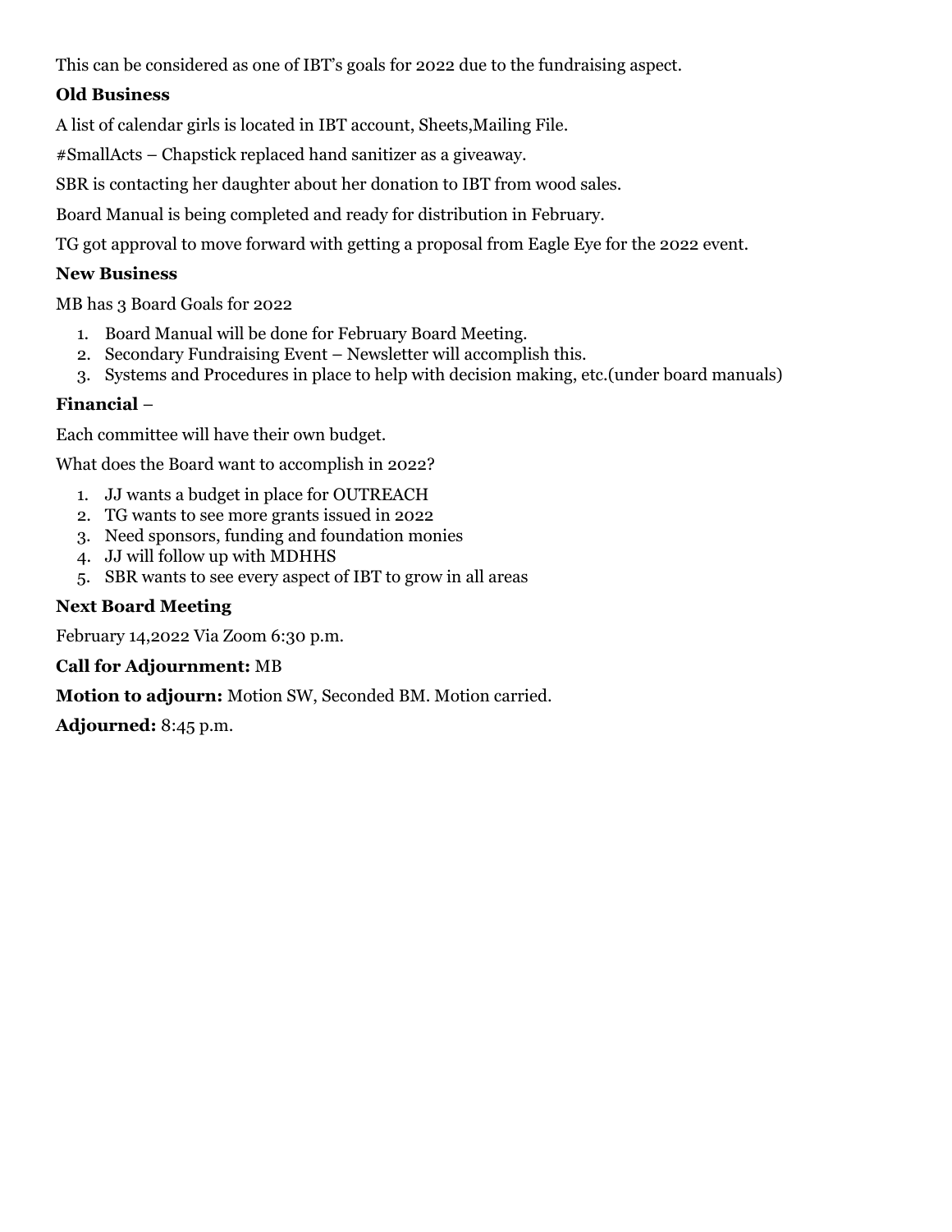This can be considered as one of IBT's goals for 2022 due to the fundraising aspect.

**Old Business**

A list of calendar girls is located in IBT account, Sheets,Mailing File.

#SmallActs – Chapstick replaced hand sanitizer as a giveaway.

SBR is contacting her daughter about her donation to IBT from wood sales.

Board Manual is being completed and ready for distribution in February.

TG got approval to move forward with getting a proposal from Eagle Eye for the 2022 event.

**New Business**

MB has 3 Board Goals for 2022

1. Board Manual will be done for February Board Meeting.
2. Secondary Fundraising Event – Newsletter will accomplish this.
3. Systems and Procedures in place to help with decision making, etc.(under board manuals)

**Financial** –

Each committee will have their own budget.

What does the Board want to accomplish in 2022?

1. JJ wants a budget in place for OUTREACH
2. TG wants to see more grants issued in 2022
3. Need sponsors, funding and foundation monies
4. JJ will follow up with MDHHS
5. SBR wants to see every aspect of IBT to grow in all areas

**Next Board Meeting**

February 14,2022 Via Zoom 6:30 p.m.

**Call for Adjournment:** MB

**Motion to adjourn:** Motion SW, Seconded BM. Motion carried.

**Adjourned:** 8:45 p.m.